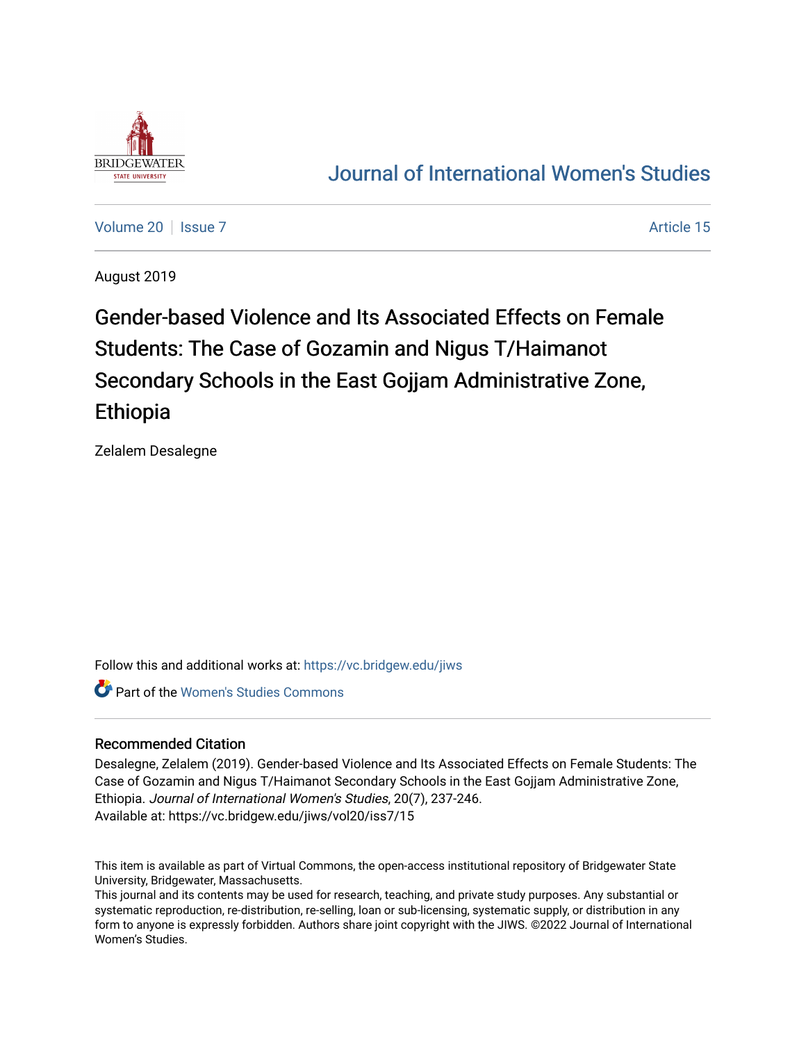Journal of International Women's Studies

Volume 20 | Issue 7 | Article 15

August 2019

# Gender-based Violence and Its Associated Effects on Female Students: The Case of Gozamin and Nigus T/Haimanot Secondary Schools in the East Gojjam Administrative Zone, Ethiopia

Zelalem Desalegne

Follow this and additional works at: https://vc.bridgew.edu/jiws

Part of the Women's Studies Commons

## Recommended Citation

Desalegne, Zelalem (2019). Gender-based Violence and Its Associated Effects on Female Students: The Case of Gozamin and Nigus T/Haimanot Secondary Schools in the East Gojjam Administrative Zone, Ethiopia. *Journal of International Women's Studies*, 20(7), 237-246.
Available at: https://vc.bridgew.edu/jiws/vol20/iss7/15

This item is available as part of Virtual Commons, the open-access institutional repository of Bridgewater State University, Bridgewater, Massachusetts.
This journal and its contents may be used for research, teaching, and private study purposes. Any substantial or systematic reproduction, re-distribution, re-selling, loan or sub-licensing, systematic supply, or distribution in any form to anyone is expressly forbidden. Authors share joint copyright with the JIWS. ©2022 Journal of International Women's Studies.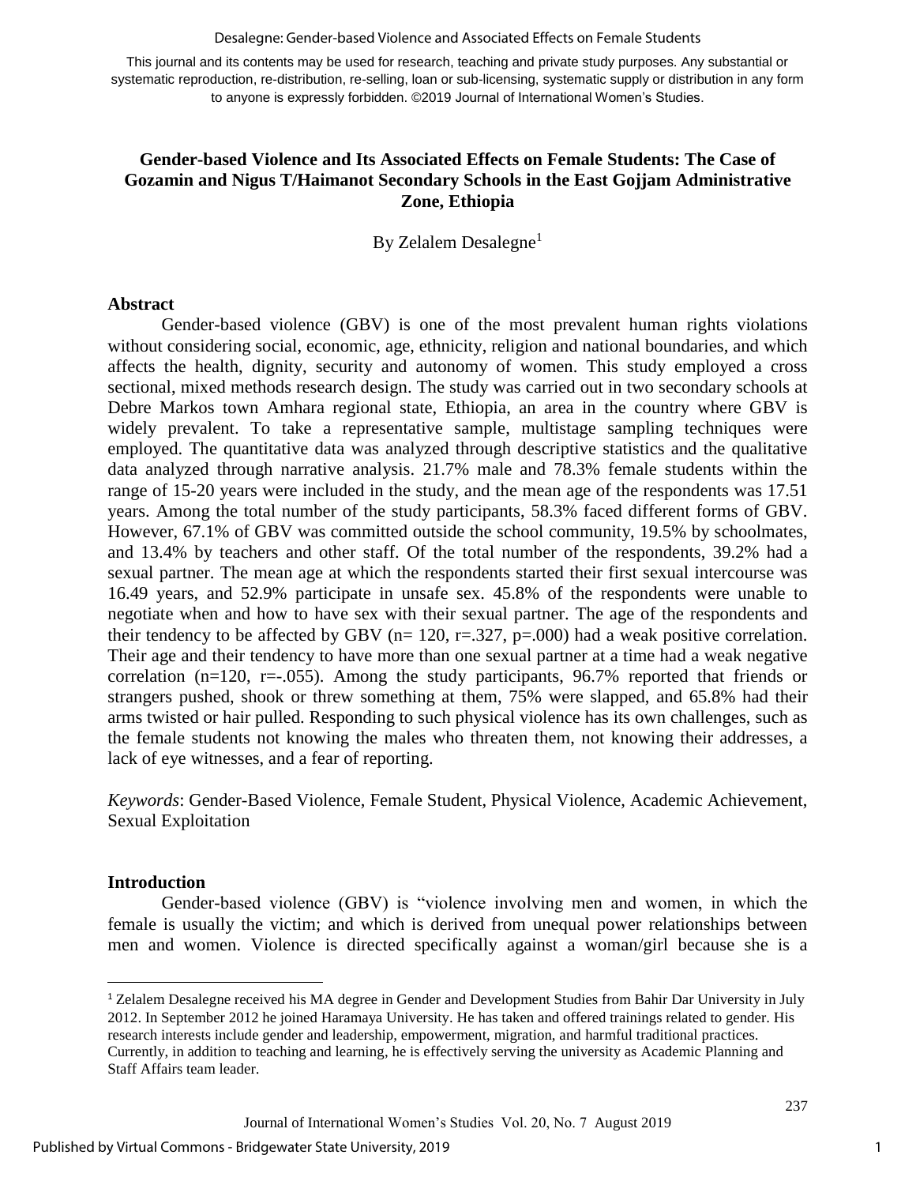This journal and its contents may be used for research, teaching and private study purposes. Any substantial or systematic reproduction, re-distribution, re-selling, loan or sub-licensing, systematic supply or distribution in any form to anyone is expressly forbidden. ©2019 Journal of International Women's Studies.

# Gender-based Violence and Its Associated Effects on Female Students: The Case of Gozamin and Nigus T/Haimanot Secondary Schools in the East Gojjam Administrative Zone, Ethiopia

By Zelalem Desalegne[1]

## Abstract

Gender-based violence (GBV) is one of the most prevalent human rights violations without considering social, economic, age, ethnicity, religion and national boundaries, and which affects the health, dignity, security and autonomy of women. This study employed a cross sectional, mixed methods research design. The study was carried out in two secondary schools at Debre Markos town Amhara regional state, Ethiopia, an area in the country where GBV is widely prevalent. To take a representative sample, multistage sampling techniques were employed. The quantitative data was analyzed through descriptive statistics and the qualitative data analyzed through narrative analysis. 21.7% male and 78.3% female students within the range of 15-20 years were included in the study, and the mean age of the respondents was 17.51 years. Among the total number of the study participants, 58.3% faced different forms of GBV. However, 67.1% of GBV was committed outside the school community, 19.5% by schoolmates, and 13.4% by teachers and other staff. Of the total number of the respondents, 39.2% had a sexual partner. The mean age at which the respondents started their first sexual intercourse was 16.49 years, and 52.9% participate in unsafe sex. 45.8% of the respondents were unable to negotiate when and how to have sex with their sexual partner. The age of the respondents and their tendency to be affected by GBV (n= 120, r=.327, p=.000) had a weak positive correlation. Their age and their tendency to have more than one sexual partner at a time had a weak negative correlation (n=120, r=-.055). Among the study participants, 96.7% reported that friends or strangers pushed, shook or threw something at them, 75% were slapped, and 65.8% had their arms twisted or hair pulled. Responding to such physical violence has its own challenges, such as the female students not knowing the males who threaten them, not knowing their addresses, a lack of eye witnesses, and a fear of reporting.

*Keywords*: Gender-Based Violence, Female Student, Physical Violence, Academic Achievement, Sexual Exploitation

## Introduction

Gender-based violence (GBV) is "violence involving men and women, in which the female is usually the victim; and which is derived from unequal power relationships between men and women. Violence is directed specifically against a woman/girl because she is a

---

[1] Zelalem Desalegne received his MA degree in Gender and Development Studies from Bahir Dar University in July 2012. In September 2012 he joined Haramaya University. He has taken and offered trainings related to gender. His research interests include gender and leadership, empowerment, migration, and harmful traditional practices. Currently, in addition to teaching and learning, he is effectively serving the university as Academic Planning and Staff Affairs team leader.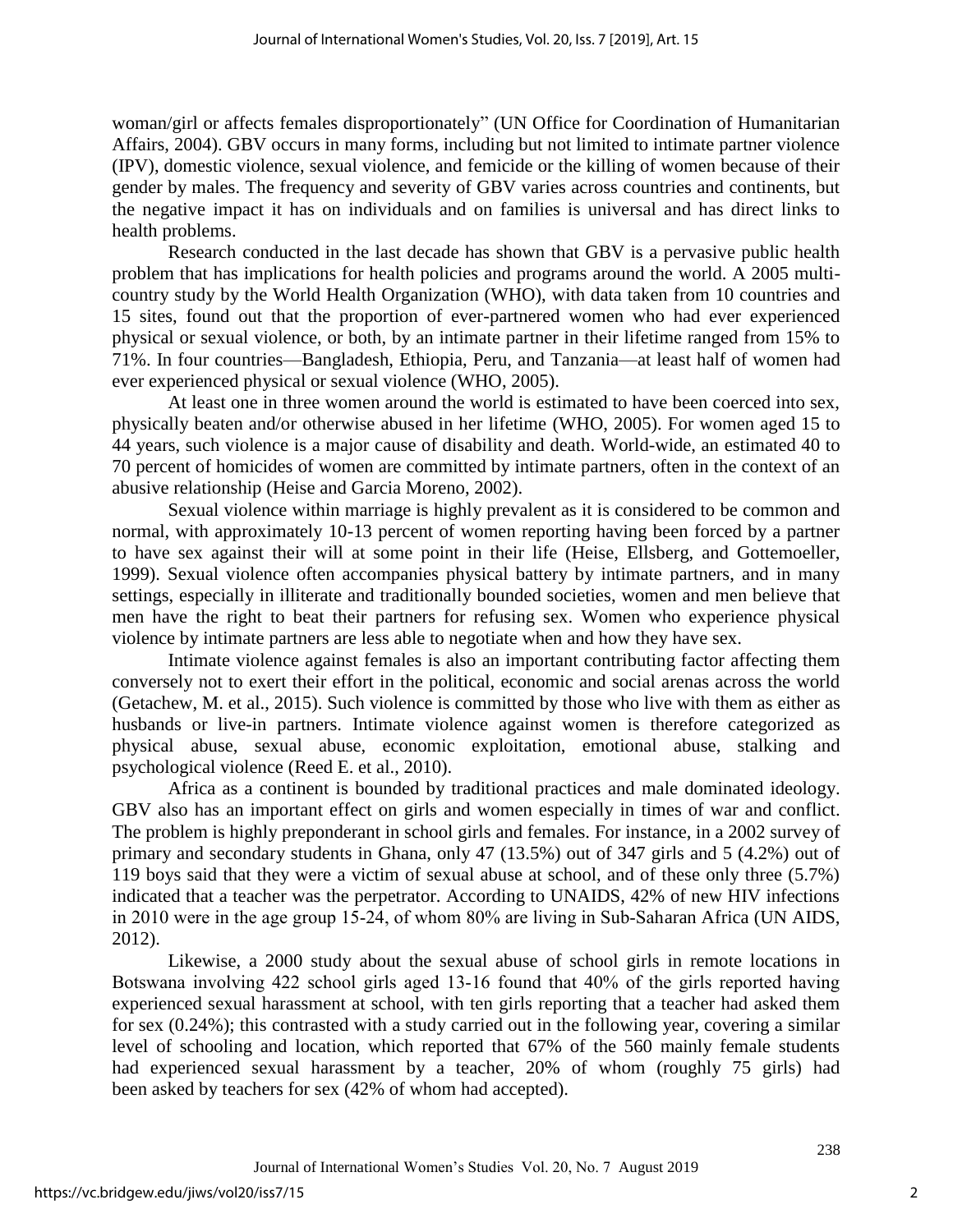woman/girl or affects females disproportionately" (UN Office for Coordination of Humanitarian Affairs, 2004). GBV occurs in many forms, including but not limited to intimate partner violence (IPV), domestic violence, sexual violence, and femicide or the killing of women because of their gender by males. The frequency and severity of GBV varies across countries and continents, but the negative impact it has on individuals and on families is universal and has direct links to health problems.

Research conducted in the last decade has shown that GBV is a pervasive public health problem that has implications for health policies and programs around the world. A 2005 multi-country study by the World Health Organization (WHO), with data taken from 10 countries and 15 sites, found out that the proportion of ever-partnered women who had ever experienced physical or sexual violence, or both, by an intimate partner in their lifetime ranged from 15% to 71%. In four countries—Bangladesh, Ethiopia, Peru, and Tanzania—at least half of women had ever experienced physical or sexual violence (WHO, 2005).

At least one in three women around the world is estimated to have been coerced into sex, physically beaten and/or otherwise abused in her lifetime (WHO, 2005). For women aged 15 to 44 years, such violence is a major cause of disability and death. World-wide, an estimated 40 to 70 percent of homicides of women are committed by intimate partners, often in the context of an abusive relationship (Heise and Garcia Moreno, 2002).

Sexual violence within marriage is highly prevalent as it is considered to be common and normal, with approximately 10-13 percent of women reporting having been forced by a partner to have sex against their will at some point in their life (Heise, Ellsberg, and Gottemoeller, 1999). Sexual violence often accompanies physical battery by intimate partners, and in many settings, especially in illiterate and traditionally bounded societies, women and men believe that men have the right to beat their partners for refusing sex. Women who experience physical violence by intimate partners are less able to negotiate when and how they have sex.

Intimate violence against females is also an important contributing factor affecting them conversely not to exert their effort in the political, economic and social arenas across the world (Getachew, M. et al., 2015). Such violence is committed by those who live with them as either as husbands or live-in partners. Intimate violence against women is therefore categorized as physical abuse, sexual abuse, economic exploitation, emotional abuse, stalking and psychological violence (Reed E. et al., 2010).

Africa as a continent is bounded by traditional practices and male dominated ideology. GBV also has an important effect on girls and women especially in times of war and conflict. The problem is highly preponderant in school girls and females. For instance, in a 2002 survey of primary and secondary students in Ghana, only 47 (13.5%) out of 347 girls and 5 (4.2%) out of 119 boys said that they were a victim of sexual abuse at school, and of these only three (5.7%) indicated that a teacher was the perpetrator. According to UNAIDS, 42% of new HIV infections in 2010 were in the age group 15-24, of whom 80% are living in Sub-Saharan Africa (UN AIDS, 2012).

Likewise, a 2000 study about the sexual abuse of school girls in remote locations in Botswana involving 422 school girls aged 13-16 found that 40% of the girls reported having experienced sexual harassment at school, with ten girls reporting that a teacher had asked them for sex (0.24%); this contrasted with a study carried out in the following year, covering a similar level of schooling and location, which reported that 67% of the 560 mainly female students had experienced sexual harassment by a teacher, 20% of whom (roughly 75 girls) had been asked by teachers for sex (42% of whom had accepted).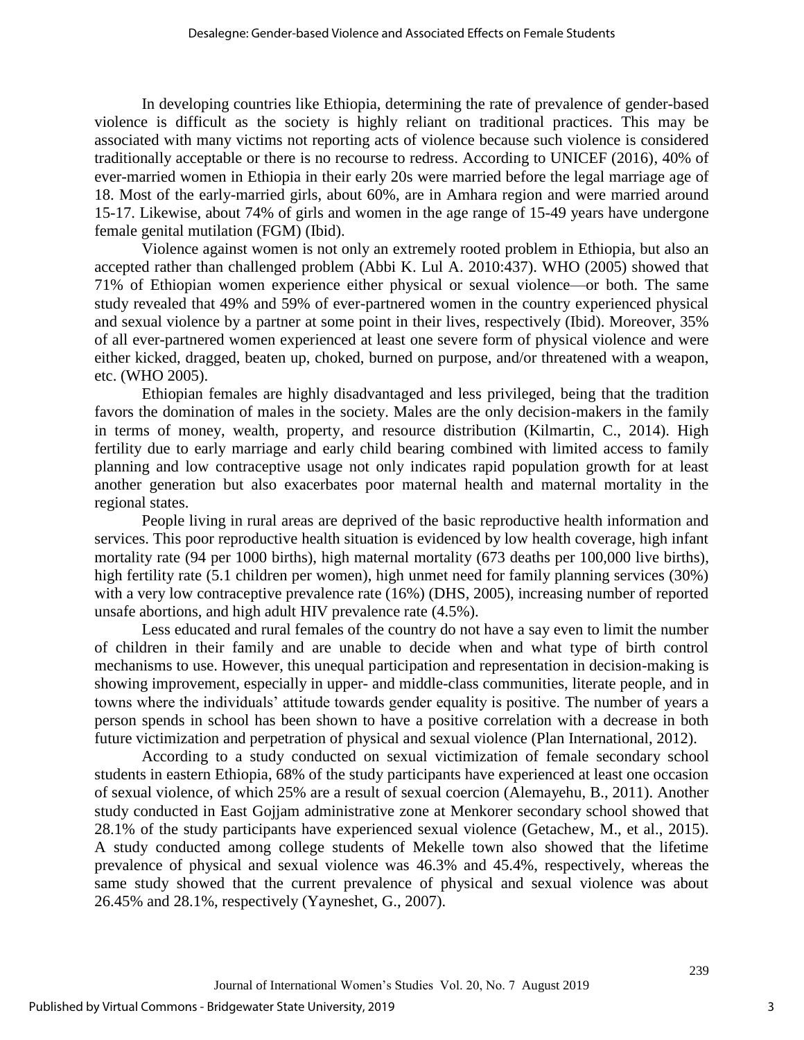In developing countries like Ethiopia, determining the rate of prevalence of gender-based violence is difficult as the society is highly reliant on traditional practices. This may be associated with many victims not reporting acts of violence because such violence is considered traditionally acceptable or there is no recourse to redress. According to UNICEF (2016), 40% of ever-married women in Ethiopia in their early 20s were married before the legal marriage age of 18. Most of the early-married girls, about 60%, are in Amhara region and were married around 15-17. Likewise, about 74% of girls and women in the age range of 15-49 years have undergone female genital mutilation (FGM) (Ibid).

Violence against women is not only an extremely rooted problem in Ethiopia, but also an accepted rather than challenged problem (Abbi K. Lul A. 2010:437). WHO (2005) showed that 71% of Ethiopian women experience either physical or sexual violence—or both. The same study revealed that 49% and 59% of ever-partnered women in the country experienced physical and sexual violence by a partner at some point in their lives, respectively (Ibid). Moreover, 35% of all ever-partnered women experienced at least one severe form of physical violence and were either kicked, dragged, beaten up, choked, burned on purpose, and/or threatened with a weapon, etc. (WHO 2005).

Ethiopian females are highly disadvantaged and less privileged, being that the tradition favors the domination of males in the society. Males are the only decision-makers in the family in terms of money, wealth, property, and resource distribution (Kilmartin, C., 2014). High fertility due to early marriage and early child bearing combined with limited access to family planning and low contraceptive usage not only indicates rapid population growth for at least another generation but also exacerbates poor maternal health and maternal mortality in the regional states.

People living in rural areas are deprived of the basic reproductive health information and services. This poor reproductive health situation is evidenced by low health coverage, high infant mortality rate (94 per 1000 births), high maternal mortality (673 deaths per 100,000 live births), high fertility rate (5.1 children per women), high unmet need for family planning services (30%) with a very low contraceptive prevalence rate (16%) (DHS, 2005), increasing number of reported unsafe abortions, and high adult HIV prevalence rate (4.5%).

Less educated and rural females of the country do not have a say even to limit the number of children in their family and are unable to decide when and what type of birth control mechanisms to use. However, this unequal participation and representation in decision-making is showing improvement, especially in upper- and middle-class communities, literate people, and in towns where the individuals' attitude towards gender equality is positive. The number of years a person spends in school has been shown to have a positive correlation with a decrease in both future victimization and perpetration of physical and sexual violence (Plan International, 2012).

According to a study conducted on sexual victimization of female secondary school students in eastern Ethiopia, 68% of the study participants have experienced at least one occasion of sexual violence, of which 25% are a result of sexual coercion (Alemayehu, B., 2011). Another study conducted in East Gojjam administrative zone at Menkorer secondary school showed that 28.1% of the study participants have experienced sexual violence (Getachew, M., et al., 2015). A study conducted among college students of Mekelle town also showed that the lifetime prevalence of physical and sexual violence was 46.3% and 45.4%, respectively, whereas the same study showed that the current prevalence of physical and sexual violence was about 26.45% and 28.1%, respectively (Yayneshet, G., 2007).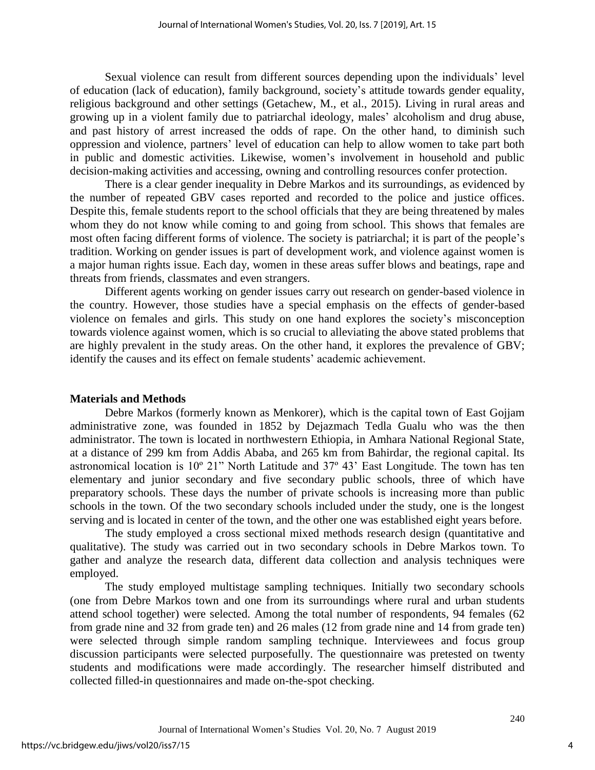Sexual violence can result from different sources depending upon the individuals' level of education (lack of education), family background, society's attitude towards gender equality, religious background and other settings (Getachew, M., et al., 2015). Living in rural areas and growing up in a violent family due to patriarchal ideology, males' alcoholism and drug abuse, and past history of arrest increased the odds of rape. On the other hand, to diminish such oppression and violence, partners' level of education can help to allow women to take part both in public and domestic activities. Likewise, women's involvement in household and public decision-making activities and accessing, owning and controlling resources confer protection.

There is a clear gender inequality in Debre Markos and its surroundings, as evidenced by the number of repeated GBV cases reported and recorded to the police and justice offices. Despite this, female students report to the school officials that they are being threatened by males whom they do not know while coming to and going from school. This shows that females are most often facing different forms of violence. The society is patriarchal; it is part of the people's tradition. Working on gender issues is part of development work, and violence against women is a major human rights issue. Each day, women in these areas suffer blows and beatings, rape and threats from friends, classmates and even strangers.

Different agents working on gender issues carry out research on gender-based violence in the country. However, those studies have a special emphasis on the effects of gender-based violence on females and girls. This study on one hand explores the society's misconception towards violence against women, which is so crucial to alleviating the above stated problems that are highly prevalent in the study areas. On the other hand, it explores the prevalence of GBV; identify the causes and its effect on female students' academic achievement.

## Materials and Methods

Debre Markos (formerly known as Menkorer), which is the capital town of East Gojjam administrative zone, was founded in 1852 by Dejazmach Tedla Gualu who was the then administrator. The town is located in northwestern Ethiopia, in Amhara National Regional State, at a distance of 299 km from Addis Ababa, and 265 km from Bahirdar, the regional capital. Its astronomical location is 10º 21" North Latitude and 37º 43' East Longitude. The town has ten elementary and junior secondary and five secondary public schools, three of which have preparatory schools. These days the number of private schools is increasing more than public schools in the town. Of the two secondary schools included under the study, one is the longest serving and is located in center of the town, and the other one was established eight years before.

The study employed a cross sectional mixed methods research design (quantitative and qualitative). The study was carried out in two secondary schools in Debre Markos town. To gather and analyze the research data, different data collection and analysis techniques were employed.

The study employed multistage sampling techniques. Initially two secondary schools (one from Debre Markos town and one from its surroundings where rural and urban students attend school together) were selected. Among the total number of respondents, 94 females (62 from grade nine and 32 from grade ten) and 26 males (12 from grade nine and 14 from grade ten) were selected through simple random sampling technique. Interviewees and focus group discussion participants were selected purposefully. The questionnaire was pretested on twenty students and modifications were made accordingly. The researcher himself distributed and collected filled-in questionnaires and made on-the-spot checking.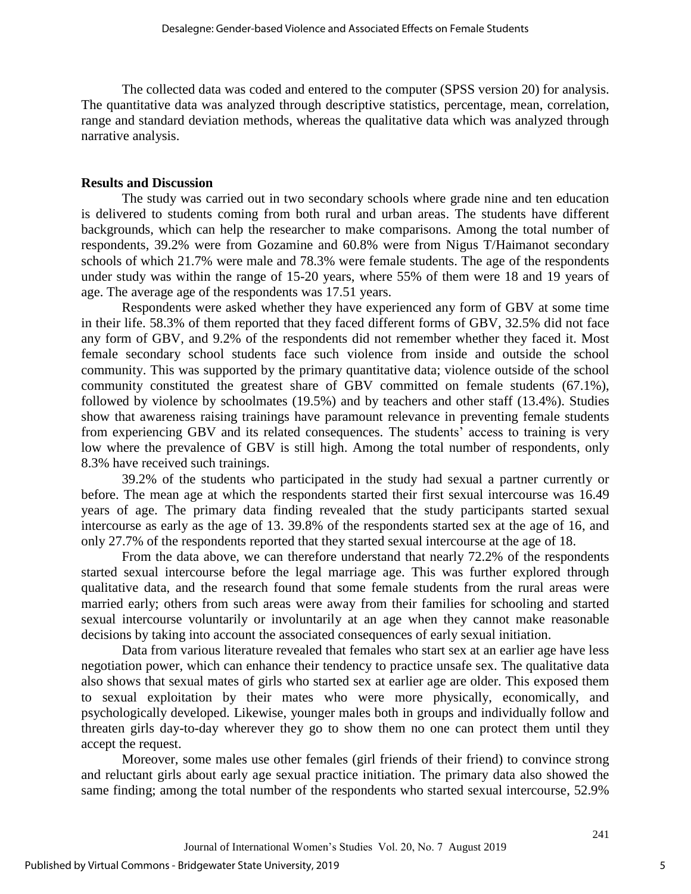The collected data was coded and entered to the computer (SPSS version 20) for analysis. The quantitative data was analyzed through descriptive statistics, percentage, mean, correlation, range and standard deviation methods, whereas the qualitative data which was analyzed through narrative analysis.

**Results and Discussion**

The study was carried out in two secondary schools where grade nine and ten education is delivered to students coming from both rural and urban areas. The students have different backgrounds, which can help the researcher to make comparisons. Among the total number of respondents, 39.2% were from Gozamine and 60.8% were from Nigus T/Haimanot secondary schools of which 21.7% were male and 78.3% were female students. The age of the respondents under study was within the range of 15-20 years, where 55% of them were 18 and 19 years of age. The average age of the respondents was 17.51 years.

Respondents were asked whether they have experienced any form of GBV at some time in their life. 58.3% of them reported that they faced different forms of GBV, 32.5% did not face any form of GBV, and 9.2% of the respondents did not remember whether they faced it. Most female secondary school students face such violence from inside and outside the school community. This was supported by the primary quantitative data; violence outside of the school community constituted the greatest share of GBV committed on female students (67.1%), followed by violence by schoolmates (19.5%) and by teachers and other staff (13.4%). Studies show that awareness raising trainings have paramount relevance in preventing female students from experiencing GBV and its related consequences. The students' access to training is very low where the prevalence of GBV is still high. Among the total number of respondents, only 8.3% have received such trainings.

39.2% of the students who participated in the study had sexual a partner currently or before. The mean age at which the respondents started their first sexual intercourse was 16.49 years of age. The primary data finding revealed that the study participants started sexual intercourse as early as the age of 13. 39.8% of the respondents started sex at the age of 16, and only 27.7% of the respondents reported that they started sexual intercourse at the age of 18.

From the data above, we can therefore understand that nearly 72.2% of the respondents started sexual intercourse before the legal marriage age. This was further explored through qualitative data, and the research found that some female students from the rural areas were married early; others from such areas were away from their families for schooling and started sexual intercourse voluntarily or involuntarily at an age when they cannot make reasonable decisions by taking into account the associated consequences of early sexual initiation.

Data from various literature revealed that females who start sex at an earlier age have less negotiation power, which can enhance their tendency to practice unsafe sex. The qualitative data also shows that sexual mates of girls who started sex at earlier age are older. This exposed them to sexual exploitation by their mates who were more physically, economically, and psychologically developed. Likewise, younger males both in groups and individually follow and threaten girls day-to-day wherever they go to show them no one can protect them until they accept the request.

Moreover, some males use other females (girl friends of their friend) to convince strong and reluctant girls about early age sexual practice initiation. The primary data also showed the same finding; among the total number of the respondents who started sexual intercourse, 52.9%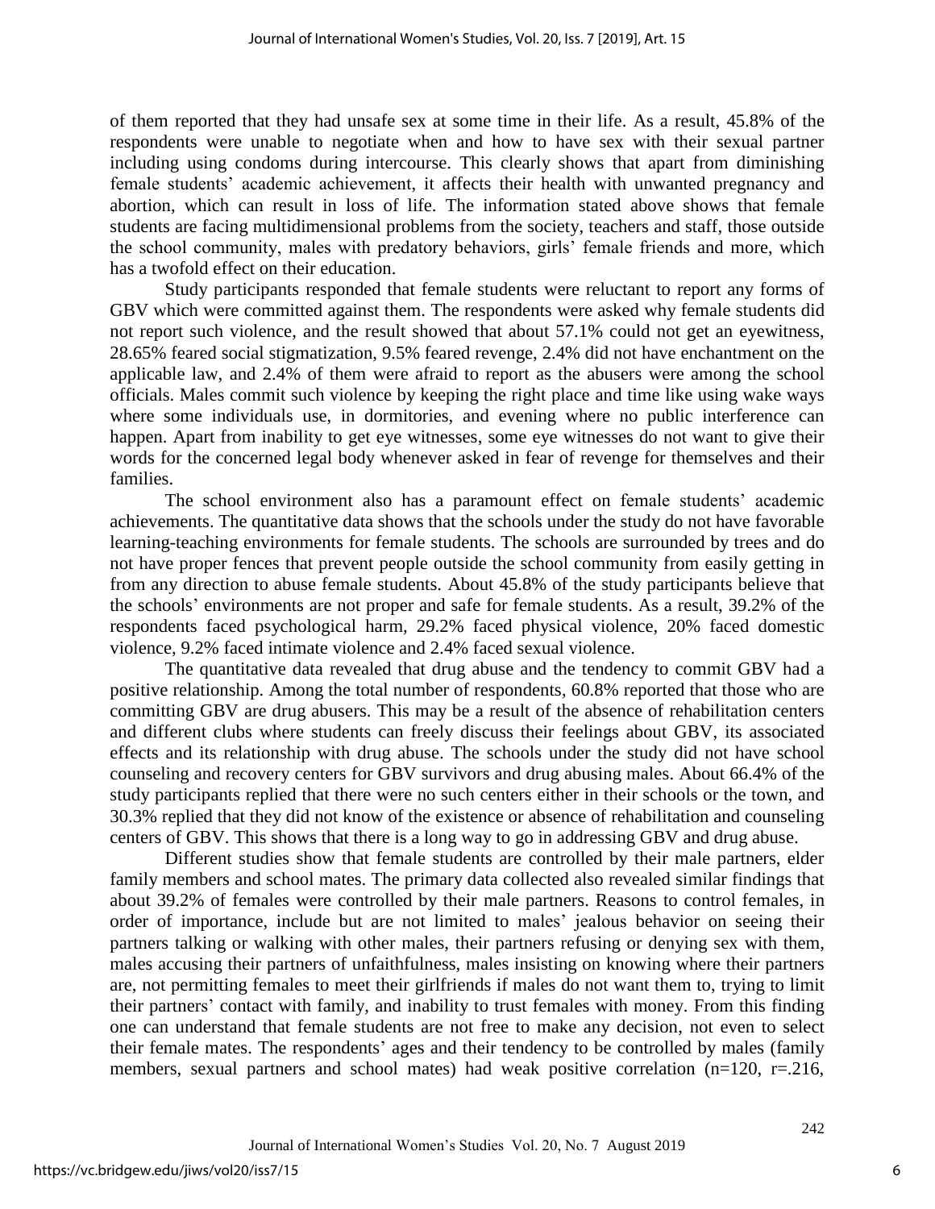of them reported that they had unsafe sex at some time in their life. As a result, 45.8% of the respondents were unable to negotiate when and how to have sex with their sexual partner including using condoms during intercourse. This clearly shows that apart from diminishing female students' academic achievement, it affects their health with unwanted pregnancy and abortion, which can result in loss of life. The information stated above shows that female students are facing multidimensional problems from the society, teachers and staff, those outside the school community, males with predatory behaviors, girls' female friends and more, which has a twofold effect on their education.

Study participants responded that female students were reluctant to report any forms of GBV which were committed against them. The respondents were asked why female students did not report such violence, and the result showed that about 57.1% could not get an eyewitness, 28.65% feared social stigmatization, 9.5% feared revenge, 2.4% did not have enchantment on the applicable law, and 2.4% of them were afraid to report as the abusers were among the school officials. Males commit such violence by keeping the right place and time like using wake ways where some individuals use, in dormitories, and evening where no public interference can happen. Apart from inability to get eye witnesses, some eye witnesses do not want to give their words for the concerned legal body whenever asked in fear of revenge for themselves and their families.

The school environment also has a paramount effect on female students' academic achievements. The quantitative data shows that the schools under the study do not have favorable learning-teaching environments for female students. The schools are surrounded by trees and do not have proper fences that prevent people outside the school community from easily getting in from any direction to abuse female students. About 45.8% of the study participants believe that the schools' environments are not proper and safe for female students. As a result, 39.2% of the respondents faced psychological harm, 29.2% faced physical violence, 20% faced domestic violence, 9.2% faced intimate violence and 2.4% faced sexual violence.

The quantitative data revealed that drug abuse and the tendency to commit GBV had a positive relationship. Among the total number of respondents, 60.8% reported that those who are committing GBV are drug abusers. This may be a result of the absence of rehabilitation centers and different clubs where students can freely discuss their feelings about GBV, its associated effects and its relationship with drug abuse. The schools under the study did not have school counseling and recovery centers for GBV survivors and drug abusing males. About 66.4% of the study participants replied that there were no such centers either in their schools or the town, and 30.3% replied that they did not know of the existence or absence of rehabilitation and counseling centers of GBV. This shows that there is a long way to go in addressing GBV and drug abuse.

Different studies show that female students are controlled by their male partners, elder family members and school mates. The primary data collected also revealed similar findings that about 39.2% of females were controlled by their male partners. Reasons to control females, in order of importance, include but are not limited to males' jealous behavior on seeing their partners talking or walking with other males, their partners refusing or denying sex with them, males accusing their partners of unfaithfulness, males insisting on knowing where their partners are, not permitting females to meet their girlfriends if males do not want them to, trying to limit their partners' contact with family, and inability to trust females with money. From this finding one can understand that female students are not free to make any decision, not even to select their female mates. The respondents' ages and their tendency to be controlled by males (family members, sexual partners and school mates) had weak positive correlation ($n=120$, $r=.216$,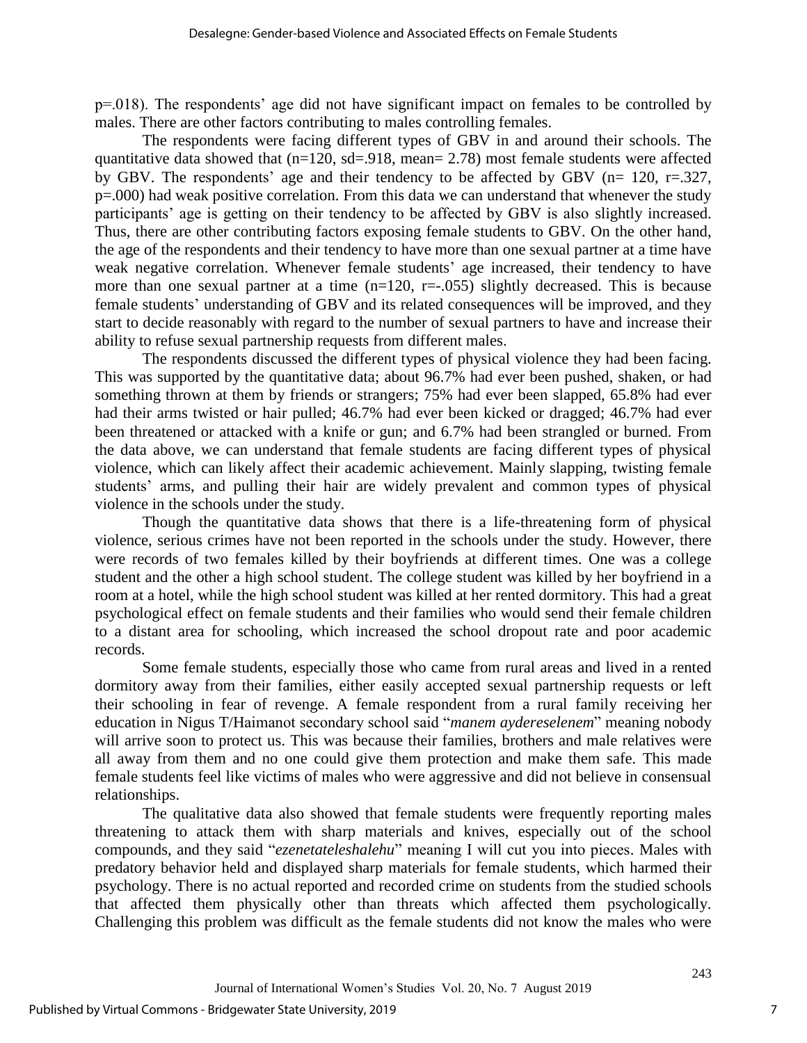p=.018). The respondents' age did not have significant impact on females to be controlled by males. There are other factors contributing to males controlling females.

The respondents were facing different types of GBV in and around their schools. The quantitative data showed that (n=120, sd=.918, mean= 2.78) most female students were affected by GBV. The respondents' age and their tendency to be affected by GBV (n= 120, r=.327, p=.000) had weak positive correlation. From this data we can understand that whenever the study participants' age is getting on their tendency to be affected by GBV is also slightly increased. Thus, there are other contributing factors exposing female students to GBV. On the other hand, the age of the respondents and their tendency to have more than one sexual partner at a time have weak negative correlation. Whenever female students' age increased, their tendency to have more than one sexual partner at a time (n=120, r=-.055) slightly decreased. This is because female students' understanding of GBV and its related consequences will be improved, and they start to decide reasonably with regard to the number of sexual partners to have and increase their ability to refuse sexual partnership requests from different males.

The respondents discussed the different types of physical violence they had been facing. This was supported by the quantitative data; about 96.7% had ever been pushed, shaken, or had something thrown at them by friends or strangers; 75% had ever been slapped, 65.8% had ever had their arms twisted or hair pulled; 46.7% had ever been kicked or dragged; 46.7% had ever been threatened or attacked with a knife or gun; and 6.7% had been strangled or burned. From the data above, we can understand that female students are facing different types of physical violence, which can likely affect their academic achievement. Mainly slapping, twisting female students' arms, and pulling their hair are widely prevalent and common types of physical violence in the schools under the study.

Though the quantitative data shows that there is a life-threatening form of physical violence, serious crimes have not been reported in the schools under the study. However, there were records of two females killed by their boyfriends at different times. One was a college student and the other a high school student. The college student was killed by her boyfriend in a room at a hotel, while the high school student was killed at her rented dormitory. This had a great psychological effect on female students and their families who would send their female children to a distant area for schooling, which increased the school dropout rate and poor academic records.

Some female students, especially those who came from rural areas and lived in a rented dormitory away from their families, either easily accepted sexual partnership requests or left their schooling in fear of revenge. A female respondent from a rural family receiving her education in Nigus T/Haimanot secondary school said "*manem aydereselenem*" meaning nobody will arrive soon to protect us. This was because their families, brothers and male relatives were all away from them and no one could give them protection and make them safe. This made female students feel like victims of males who were aggressive and did not believe in consensual relationships.

The qualitative data also showed that female students were frequently reporting males threatening to attack them with sharp materials and knives, especially out of the school compounds, and they said "*ezenetateleshalehu*" meaning I will cut you into pieces. Males with predatory behavior held and displayed sharp materials for female students, which harmed their psychology. There is no actual reported and recorded crime on students from the studied schools that affected them physically other than threats which affected them psychologically. Challenging this problem was difficult as the female students did not know the males who were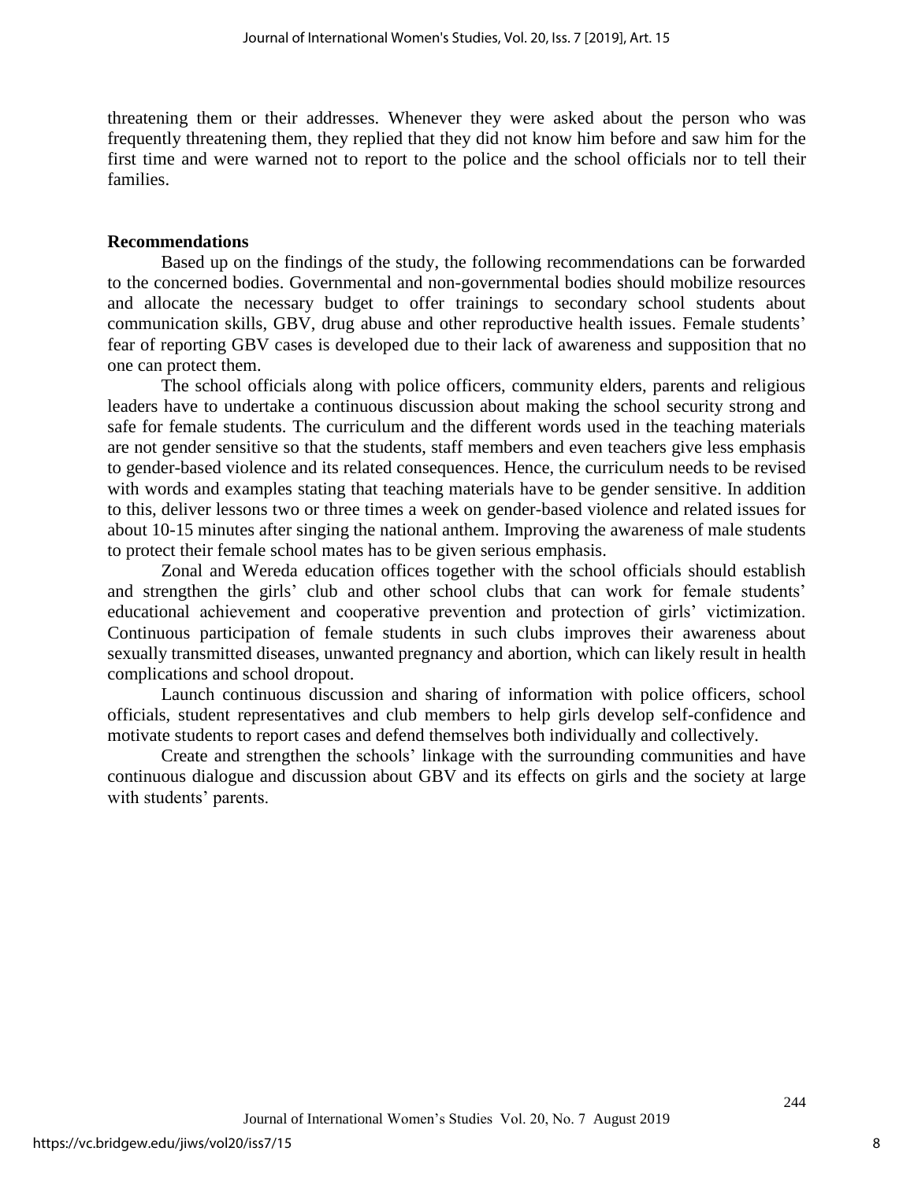threatening them or their addresses. Whenever they were asked about the person who was frequently threatening them, they replied that they did not know him before and saw him for the first time and were warned not to report to the police and the school officials nor to tell their families.

## Recommendations

Based up on the findings of the study, the following recommendations can be forwarded to the concerned bodies. Governmental and non-governmental bodies should mobilize resources and allocate the necessary budget to offer trainings to secondary school students about communication skills, GBV, drug abuse and other reproductive health issues. Female students' fear of reporting GBV cases is developed due to their lack of awareness and supposition that no one can protect them.

The school officials along with police officers, community elders, parents and religious leaders have to undertake a continuous discussion about making the school security strong and safe for female students. The curriculum and the different words used in the teaching materials are not gender sensitive so that the students, staff members and even teachers give less emphasis to gender-based violence and its related consequences. Hence, the curriculum needs to be revised with words and examples stating that teaching materials have to be gender sensitive. In addition to this, deliver lessons two or three times a week on gender-based violence and related issues for about 10-15 minutes after singing the national anthem. Improving the awareness of male students to protect their female school mates has to be given serious emphasis.

Zonal and Wereda education offices together with the school officials should establish and strengthen the girls' club and other school clubs that can work for female students' educational achievement and cooperative prevention and protection of girls' victimization. Continuous participation of female students in such clubs improves their awareness about sexually transmitted diseases, unwanted pregnancy and abortion, which can likely result in health complications and school dropout.

Launch continuous discussion and sharing of information with police officers, school officials, student representatives and club members to help girls develop self-confidence and motivate students to report cases and defend themselves both individually and collectively.

Create and strengthen the schools' linkage with the surrounding communities and have continuous dialogue and discussion about GBV and its effects on girls and the society at large with students' parents.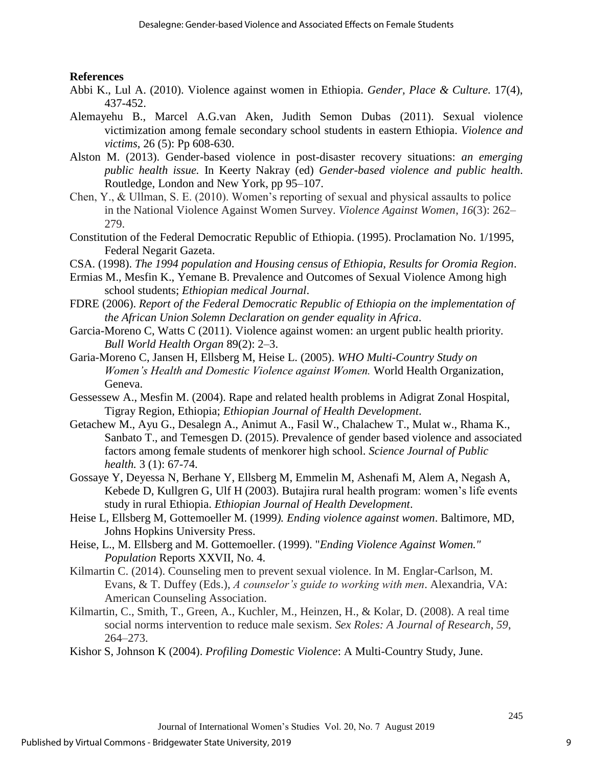**References**

Abbi K., Lul A. (2010). Violence against women in Ethiopia. *Gender, Place & Culture.* 17(4), 437-452.

Alemayehu B., Marcel A.G.van Aken, Judith Semon Dubas (2011). Sexual violence victimization among female secondary school students in eastern Ethiopia. *Violence and victims*, 26 (5): Pp 608-630.

Alston M. (2013). Gender-based violence in post-disaster recovery situations: *an emerging public health issue.* In Keerty Nakray (ed) *Gender-based violence and public health*. Routledge, London and New York, pp 95–107.

Chen, Y., & Ullman, S. E. (2010). Women's reporting of sexual and physical assaults to police in the National Violence Against Women Survey. *Violence Against Women*, *16*(3): 262–279.

Constitution of the Federal Democratic Republic of Ethiopia. (1995). Proclamation No. 1/1995, Federal Negarit Gazeta.

CSA. (1998). *The 1994 population and Housing census of Ethiopia, Results for Oromia Region*.

Ermias M., Mesfin K., Yemane B. Prevalence and Outcomes of Sexual Violence Among high school students; *Ethiopian medical Journal*.

FDRE (2006). *Report of the Federal Democratic Republic of Ethiopia on the implementation of the African Union Solemn Declaration on gender equality in Africa*.

Garcia-Moreno C, Watts C (2011). Violence against women: an urgent public health priority. *Bull World Health Organ* 89(2): 2–3.

Garia-Moreno C, Jansen H, Ellsberg M, Heise L. (2005). *WHO Multi-Country Study on Women's Health and Domestic Violence against Women.* World Health Organization, Geneva.

Gessessew A., Mesfin M. (2004). Rape and related health problems in Adigrat Zonal Hospital, Tigray Region, Ethiopia; *Ethiopian Journal of Health Development*.

Getachew M., Ayu G., Desalegn A., Animut A., Fasil W., Chalachew T., Mulat w., Rhama K., Sanbato T., and Temesgen D. (2015). Prevalence of gender based violence and associated factors among female students of menkorer high school. *Science Journal of Public health.* 3 (1): 67-74.

Gossaye Y, Deyessa N, Berhane Y, Ellsberg M, Emmelin M, Ashenafi M, Alem A, Negash A, Kebede D, Kullgren G, Ulf H (2003). Butajira rural health program: women's life events study in rural Ethiopia. *Ethiopian Journal of Health Development*.

Heise L, Ellsberg M, Gottemoeller M. (1999*). Ending violence against women*. Baltimore, MD, Johns Hopkins University Press.

Heise, L., M. Ellsberg and M. Gottemoeller. (1999). "*Ending Violence Against Women." Population* Reports XXVII, No. 4.

Kilmartin C. (2014). Counseling men to prevent sexual violence. In M. Englar-Carlson, M. Evans, & T. Duffey (Eds.), *A counselor's guide to working with men*. Alexandria, VA: American Counseling Association.

Kilmartin, C., Smith, T., Green, A., Kuchler, M., Heinzen, H., & Kolar, D. (2008). A real time social norms intervention to reduce male sexism. *Sex Roles: A Journal of Research*, *59*, 264–273.

Kishor S, Johnson K (2004). *Profiling Domestic Violence*: A Multi-Country Study, June.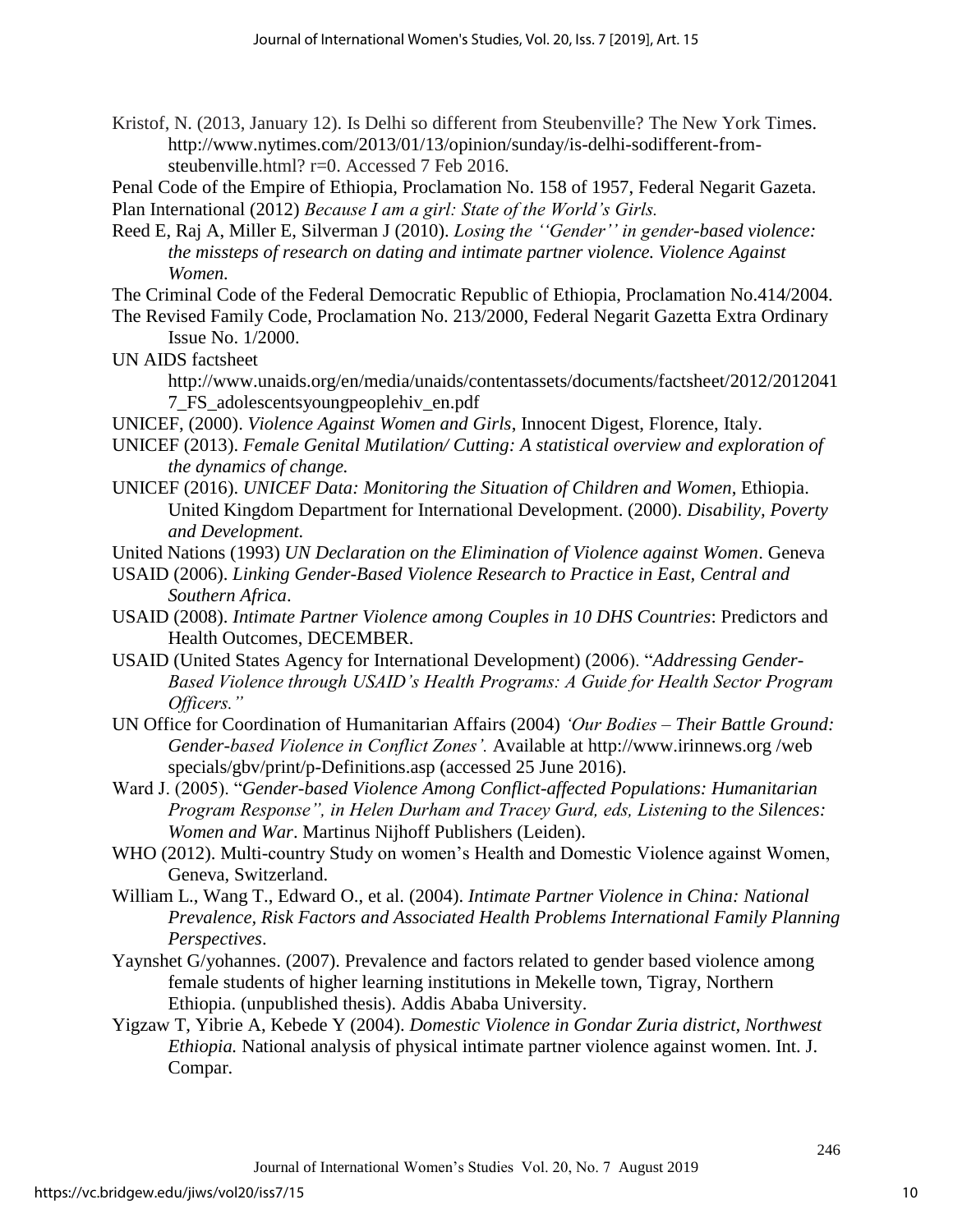Kristof, N. (2013, January 12). Is Delhi so different from Steubenville? The New York Times. http://www.nytimes.com/2013/01/13/opinion/sunday/is-delhi-sodifferent-from-steubenville.html? r=0. Accessed 7 Feb 2016.

Penal Code of the Empire of Ethiopia, Proclamation No. 158 of 1957, Federal Negarit Gazeta.

Plan International (2012) *Because I am a girl: State of the World's Girls.*

Reed E, Raj A, Miller E, Silverman J (2010). *Losing the ''Gender'' in gender-based violence: the missteps of research on dating and intimate partner violence. Violence Against Women.*

The Criminal Code of the Federal Democratic Republic of Ethiopia, Proclamation No.414/2004.

The Revised Family Code, Proclamation No. 213/2000, Federal Negarit Gazetta Extra Ordinary Issue No. 1/2000.

UN AIDS factsheet http://www.unaids.org/en/media/unaids/contentassets/documents/factsheet/2012/20120417_FS_adolescentsyoungpeoplehiv_en.pdf

UNICEF, (2000). *Violence Against Women and Girls*, Innocent Digest, Florence, Italy.

UNICEF (2013). *Female Genital Mutilation/ Cutting: A statistical overview and exploration of the dynamics of change.*

UNICEF (2016). *UNICEF Data: Monitoring the Situation of Children and Women*, Ethiopia. United Kingdom Department for International Development. (2000). *Disability, Poverty and Development.*

United Nations (1993) *UN Declaration on the Elimination of Violence against Women*. Geneva

USAID (2006). *Linking Gender-Based Violence Research to Practice in East, Central and Southern Africa*.

USAID (2008). *Intimate Partner Violence among Couples in 10 DHS Countries*: Predictors and Health Outcomes, DECEMBER.

USAID (United States Agency for International Development) (2006). "*Addressing Gender-Based Violence through USAID's Health Programs: A Guide for Health Sector Program Officers."*

UN Office for Coordination of Humanitarian Affairs (2004) *'Our Bodies – Their Battle Ground: Gender-based Violence in Conflict Zones'.* Available at http://www.irinnews.org /web specials/gbv/print/p-Definitions.asp (accessed 25 June 2016).

Ward J. (2005). "*Gender-based Violence Among Conflict-affected Populations: Humanitarian Program Response", in Helen Durham and Tracey Gurd, eds, Listening to the Silences: Women and War*. Martinus Nijhoff Publishers (Leiden).

WHO (2012). Multi-country Study on women's Health and Domestic Violence against Women, Geneva, Switzerland.

William L., Wang T., Edward O., et al. (2004). *Intimate Partner Violence in China: National Prevalence, Risk Factors and Associated Health Problems International Family Planning Perspectives*.

Yaynshet G/yohannes. (2007). Prevalence and factors related to gender based violence among female students of higher learning institutions in Mekelle town, Tigray, Northern Ethiopia. (unpublished thesis). Addis Ababa University.

Yigzaw T, Yibrie A, Kebede Y (2004). *Domestic Violence in Gondar Zuria district, Northwest Ethiopia.* National analysis of physical intimate partner violence against women. Int. J. Compar.